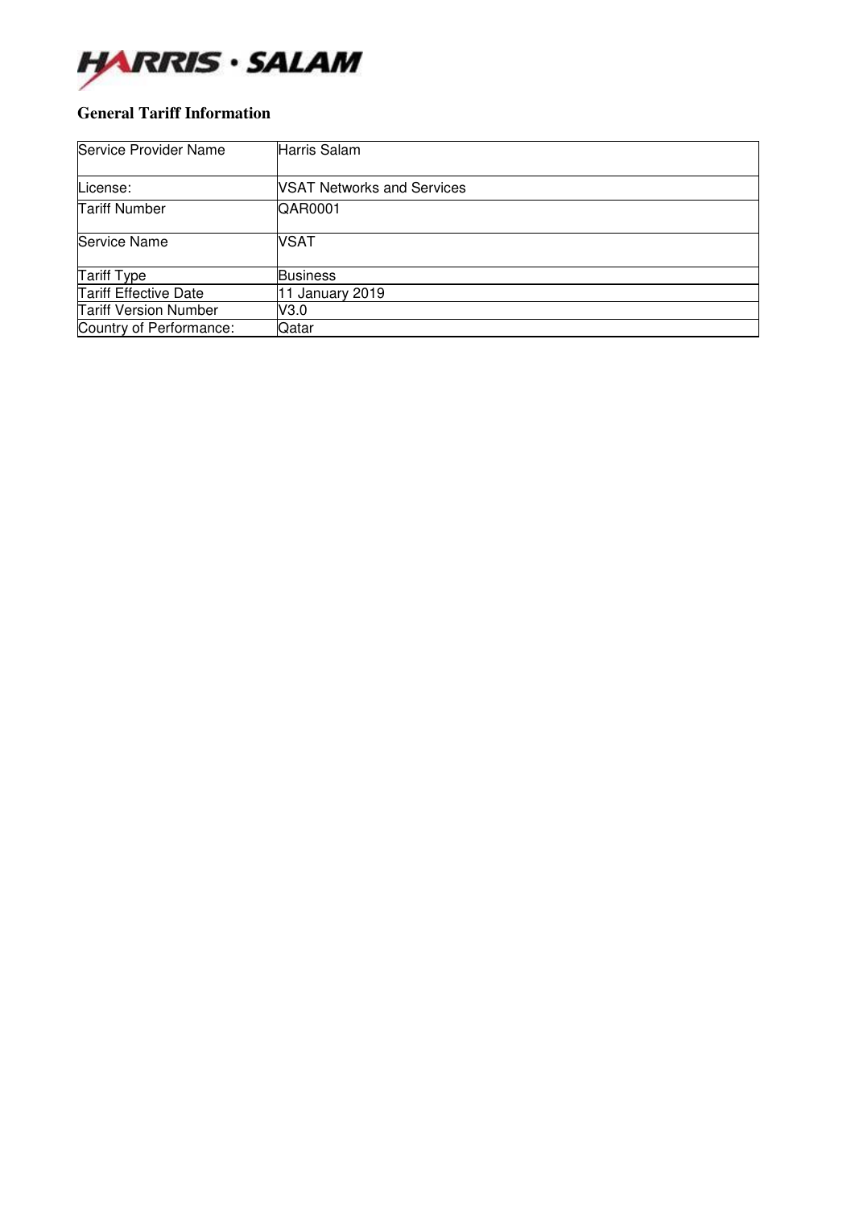HARRIS · SALAM

## General Tariff Information

| Service Provider Name | Harris Salam |
|---|---|
| License: | VSAT Networks and Services |
| Tariff Number | QAR0001 |
| Service Name | VSAT |
| Tariff Type | Business |
| Tariff Effective Date | 11 January 2019 |
| Tariff Version Number | V3.0 |
| Country of Performance: | Qatar |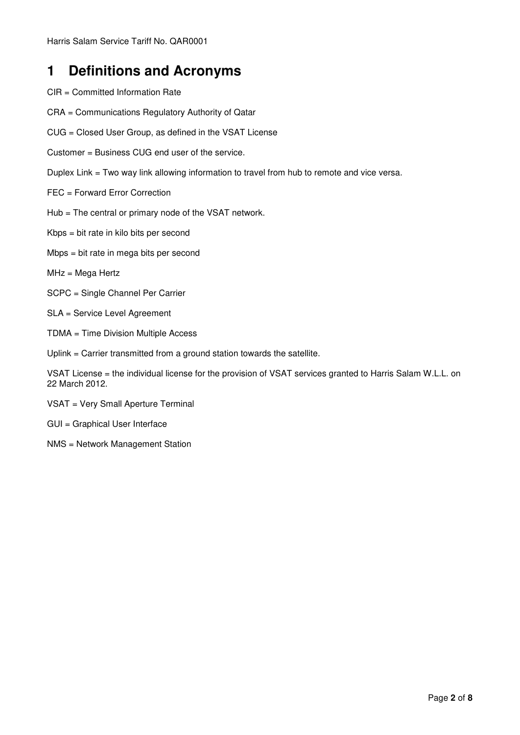# 1 Definitions and Acronyms

CIR = Committed Information Rate

CRA = Communications Regulatory Authority of Qatar

CUG = Closed User Group, as defined in the VSAT License

Customer = Business CUG end user of the service.

Duplex Link = Two way link allowing information to travel from hub to remote and vice versa.

FEC = Forward Error Correction

Hub = The central or primary node of the VSAT network.

Kbps = bit rate in kilo bits per second

Mbps = bit rate in mega bits per second

MHz = Mega Hertz

SCPC = Single Channel Per Carrier

SLA = Service Level Agreement

TDMA = Time Division Multiple Access

Uplink = Carrier transmitted from a ground station towards the satellite.

VSAT License = the individual license for the provision of VSAT services granted to Harris Salam W.L.L. on 22 March 2012.

VSAT = Very Small Aperture Terminal

GUI = Graphical User Interface

NMS = Network Management Station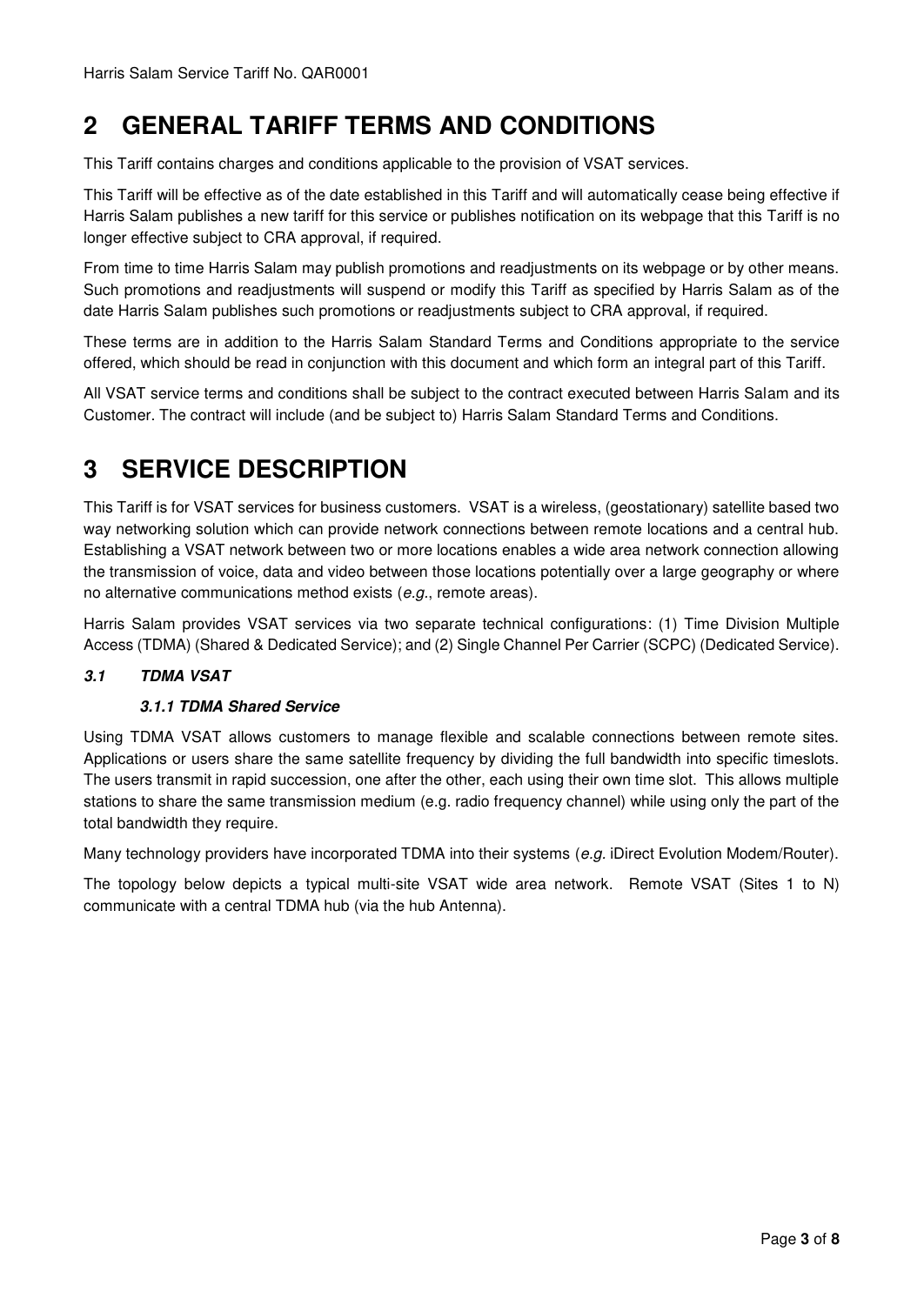# 2 GENERAL TARIFF TERMS AND CONDITIONS

This Tariff contains charges and conditions applicable to the provision of VSAT services.

This Tariff will be effective as of the date established in this Tariff and will automatically cease being effective if Harris Salam publishes a new tariff for this service or publishes notification on its webpage that this Tariff is no longer effective subject to CRA approval, if required.

From time to time Harris Salam may publish promotions and readjustments on its webpage or by other means. Such promotions and readjustments will suspend or modify this Tariff as specified by Harris Salam as of the date Harris Salam publishes such promotions or readjustments subject to CRA approval, if required.

These terms are in addition to the Harris Salam Standard Terms and Conditions appropriate to the service offered, which should be read in conjunction with this document and which form an integral part of this Tariff.

All VSAT service terms and conditions shall be subject to the contract executed between Harris Salam and its Customer. The contract will include (and be subject to) Harris Salam Standard Terms and Conditions.

# 3 SERVICE DESCRIPTION

This Tariff is for VSAT services for business customers. VSAT is a wireless, (geostationary) satellite based two way networking solution which can provide network connections between remote locations and a central hub. Establishing a VSAT network between two or more locations enables a wide area network connection allowing the transmission of voice, data and video between those locations potentially over a large geography or where no alternative communications method exists (*e.g.*, remote areas).

Harris Salam provides VSAT services via two separate technical configurations: (1) Time Division Multiple Access (TDMA) (Shared & Dedicated Service); and (2) Single Channel Per Carrier (SCPC) (Dedicated Service).

## *3.1 TDMA VSAT*

### *3.1.1 TDMA Shared Service*

Using TDMA VSAT allows customers to manage flexible and scalable connections between remote sites. Applications or users share the same satellite frequency by dividing the full bandwidth into specific timeslots. The users transmit in rapid succession, one after the other, each using their own time slot. This allows multiple stations to share the same transmission medium (e.g. radio frequency channel) while using only the part of the total bandwidth they require.

Many technology providers have incorporated TDMA into their systems (*e.g.* iDirect Evolution Modem/Router).

The topology below depicts a typical multi-site VSAT wide area network. Remote VSAT (Sites 1 to N) communicate with a central TDMA hub (via the hub Antenna).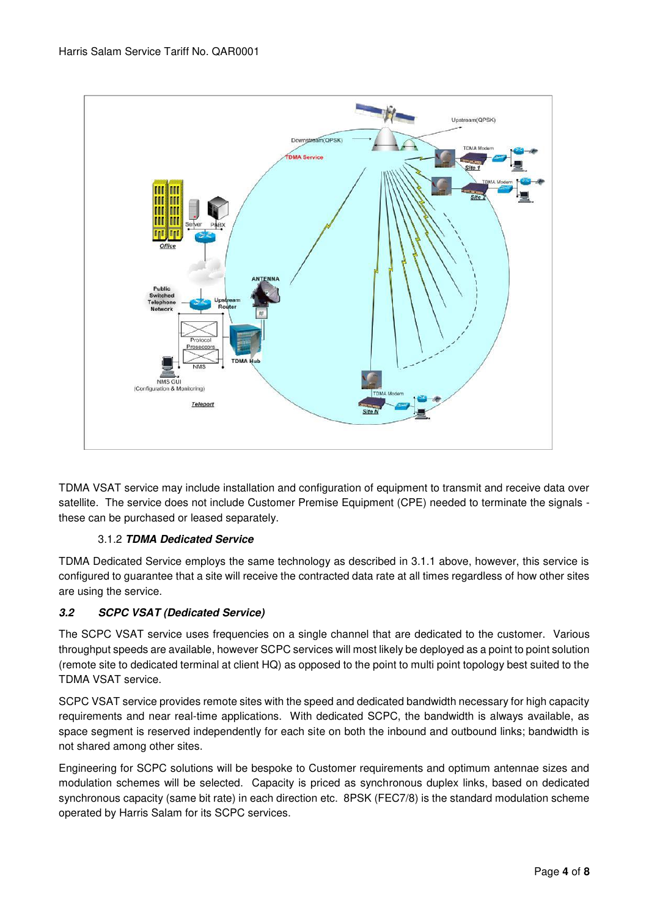TDMA VSAT service may include installation and configuration of equipment to transmit and receive data over satellite. The service does not include Customer Premise Equipment (CPE) needed to terminate the signals - these can be purchased or leased separately.

#### 3.1.2 ***TDMA Dedicated Service***

TDMA Dedicated Service employs the same technology as described in 3.1.1 above, however, this service is configured to guarantee that a site will receive the contracted data rate at all times regardless of how other sites are using the service.

### ***3.2 SCPC VSAT (Dedicated Service)***

The SCPC VSAT service uses frequencies on a single channel that are dedicated to the customer. Various throughput speeds are available, however SCPC services will most likely be deployed as a point to point solution (remote site to dedicated terminal at client HQ) as opposed to the point to multi point topology best suited to the TDMA VSAT service.

SCPC VSAT service provides remote sites with the speed and dedicated bandwidth necessary for high capacity requirements and near real-time applications. With dedicated SCPC, the bandwidth is always available, as space segment is reserved independently for each site on both the inbound and outbound links; bandwidth is not shared among other sites.

Engineering for SCPC solutions will be bespoke to Customer requirements and optimum antennae sizes and modulation schemes will be selected. Capacity is priced as synchronous duplex links, based on dedicated synchronous capacity (same bit rate) in each direction etc. 8PSK (FEC7/8) is the standard modulation scheme operated by Harris Salam for its SCPC services.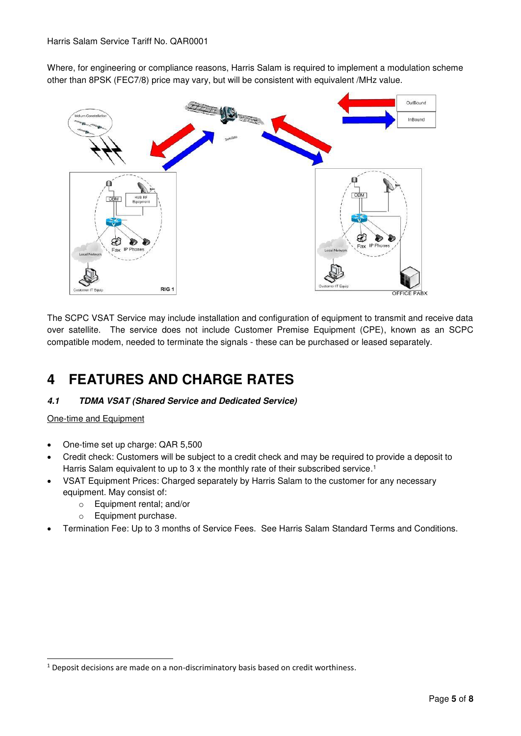Where, for engineering or compliance reasons, Harris Salam is required to implement a modulation scheme other than 8PSK (FEC7/8) price may vary, but will be consistent with equivalent /MHz value.

The SCPC VSAT Service may include installation and configuration of equipment to transmit and receive data over satellite. The service does not include Customer Premise Equipment (CPE), known as an SCPC compatible modem, needed to terminate the signals - these can be purchased or leased separately.

# 4 FEATURES AND CHARGE RATES

### *4.1 TDMA VSAT (Shared Service and Dedicated Service)*

One-time and Equipment

- One-time set up charge: QAR 5,500
- Credit check: Customers will be subject to a credit check and may be required to provide a deposit to Harris Salam equivalent to up to 3 x the monthly rate of their subscribed service.[1]
- VSAT Equipment Prices: Charged separately by Harris Salam to the customer for any necessary equipment. May consist of:
  - Equipment rental; and/or
  - Equipment purchase.
- Termination Fee: Up to 3 months of Service Fees. See Harris Salam Standard Terms and Conditions.

[1] Deposit decisions are made on a non-discriminatory basis based on credit worthiness.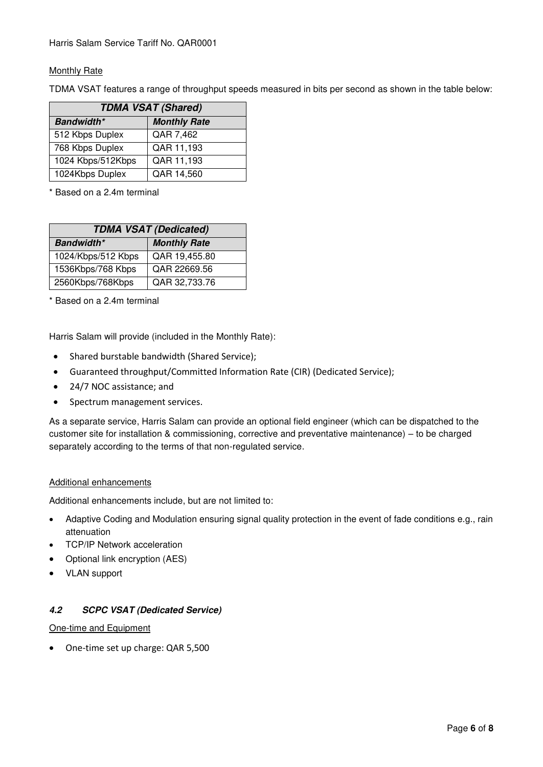Monthly Rate

TDMA VSAT features a range of throughput speeds measured in bits per second as shown in the table below:

| ***TDMA VSAT (Shared)*** | |
|---|---|
| ***Bandwidth**** | ***Monthly Rate*** |
| 512 Kbps Duplex | QAR 7,462 |
| 768 Kbps Duplex | QAR 11,193 |
| 1024 Kbps/512Kbps | QAR 11,193 |
| 1024Kbps Duplex | QAR 14,560 |

\* Based on a 2.4m terminal

| ***TDMA VSAT (Dedicated)*** | |
|---|---|
| ***Bandwidth**** | ***Monthly Rate*** |
| 1024/Kbps/512 Kbps | QAR 19,455.80 |
| 1536Kbps/768 Kbps | QAR 22669.56 |
| 2560Kbps/768Kbps | QAR 32,733.76 |

\* Based on a 2.4m terminal

Harris Salam will provide (included in the Monthly Rate):

- Shared burstable bandwidth (Shared Service);
- Guaranteed throughput/Committed Information Rate (CIR) (Dedicated Service);
- 24/7 NOC assistance; and
- Spectrum management services.

As a separate service, Harris Salam can provide an optional field engineer (which can be dispatched to the customer site for installation & commissioning, corrective and preventative maintenance) – to be charged separately according to the terms of that non-regulated service.

Additional enhancements

Additional enhancements include, but are not limited to:

- Adaptive Coding and Modulation ensuring signal quality protection in the event of fade conditions e.g., rain attenuation
- TCP/IP Network acceleration
- Optional link encryption (AES)
- VLAN support

### *4.2 SCPC VSAT (Dedicated Service)*

One-time and Equipment

- One-time set up charge: QAR 5,500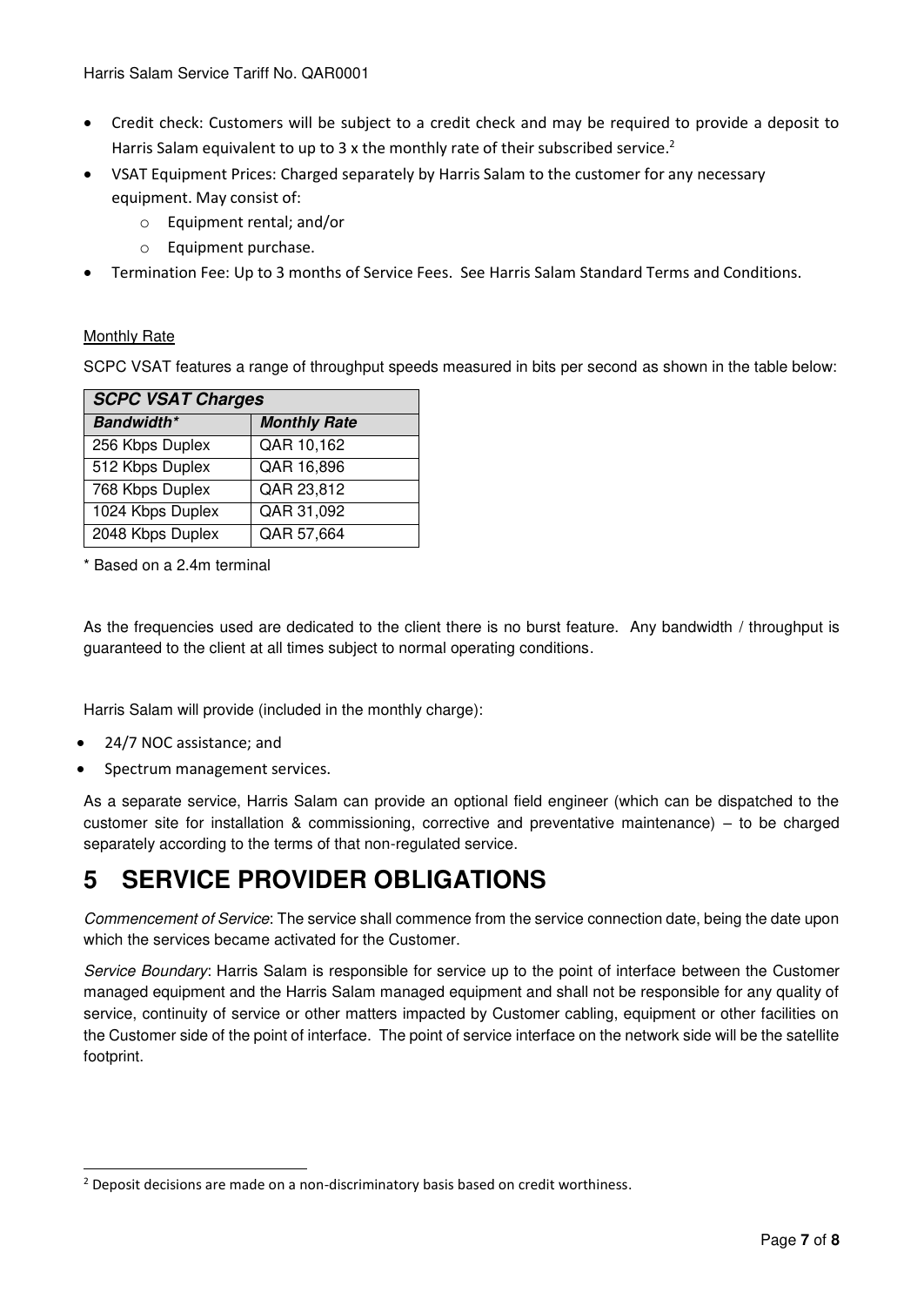- Credit check: Customers will be subject to a credit check and may be required to provide a deposit to Harris Salam equivalent to up to 3 x the monthly rate of their subscribed service.[2]
- VSAT Equipment Prices: Charged separately by Harris Salam to the customer for any necessary equipment. May consist of:
  - Equipment rental; and/or
  - Equipment purchase.
- Termination Fee: Up to 3 months of Service Fees. See Harris Salam Standard Terms and Conditions.

Monthly Rate

SCPC VSAT features a range of throughput speeds measured in bits per second as shown in the table below:

| ***SCPC VSAT Charges*** | |
|---|---|
| ***Bandwidth**** | ***Monthly Rate*** |
| 256 Kbps Duplex | QAR 10,162 |
| 512 Kbps Duplex | QAR 16,896 |
| 768 Kbps Duplex | QAR 23,812 |
| 1024 Kbps Duplex | QAR 31,092 |
| 2048 Kbps Duplex | QAR 57,664 |

\* Based on a 2.4m terminal

As the frequencies used are dedicated to the client there is no burst feature. Any bandwidth / throughput is guaranteed to the client at all times subject to normal operating conditions.

Harris Salam will provide (included in the monthly charge):

- 24/7 NOC assistance; and
- Spectrum management services.

As a separate service, Harris Salam can provide an optional field engineer (which can be dispatched to the customer site for installation & commissioning, corrective and preventative maintenance) – to be charged separately according to the terms of that non-regulated service.

# 5 SERVICE PROVIDER OBLIGATIONS

*Commencement of Service*: The service shall commence from the service connection date, being the date upon which the services became activated for the Customer.

*Service Boundary*: Harris Salam is responsible for service up to the point of interface between the Customer managed equipment and the Harris Salam managed equipment and shall not be responsible for any quality of service, continuity of service or other matters impacted by Customer cabling, equipment or other facilities on the Customer side of the point of interface. The point of service interface on the network side will be the satellite footprint.

[2] Deposit decisions are made on a non-discriminatory basis based on credit worthiness.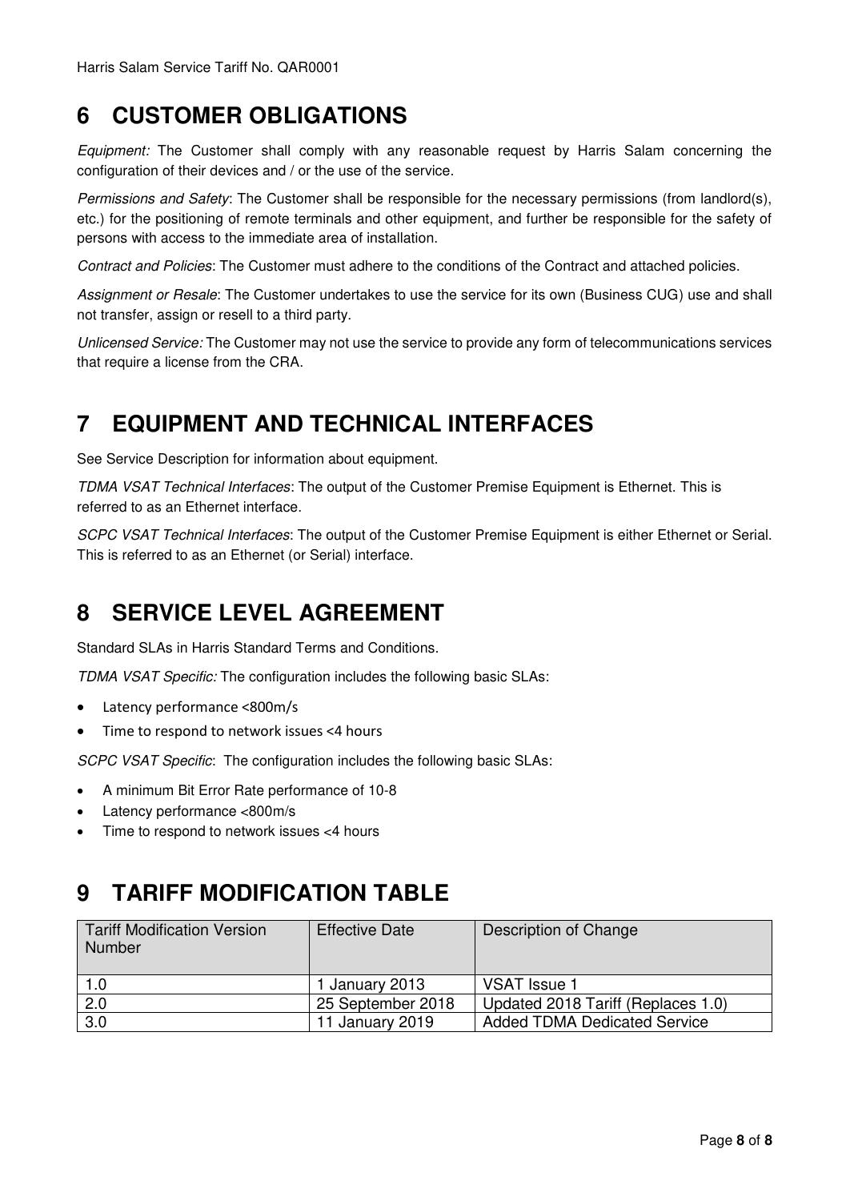# 6 CUSTOMER OBLIGATIONS

*Equipment:* The Customer shall comply with any reasonable request by Harris Salam concerning the configuration of their devices and / or the use of the service.

*Permissions and Safety*: The Customer shall be responsible for the necessary permissions (from landlord(s), etc.) for the positioning of remote terminals and other equipment, and further be responsible for the safety of persons with access to the immediate area of installation.

*Contract and Policies*: The Customer must adhere to the conditions of the Contract and attached policies.

*Assignment or Resale*: The Customer undertakes to use the service for its own (Business CUG) use and shall not transfer, assign or resell to a third party.

*Unlicensed Service:* The Customer may not use the service to provide any form of telecommunications services that require a license from the CRA.

# 7 EQUIPMENT AND TECHNICAL INTERFACES

See Service Description for information about equipment.

*TDMA VSAT Technical Interfaces*: The output of the Customer Premise Equipment is Ethernet. This is referred to as an Ethernet interface.

*SCPC VSAT Technical Interfaces*: The output of the Customer Premise Equipment is either Ethernet or Serial. This is referred to as an Ethernet (or Serial) interface.

# 8 SERVICE LEVEL AGREEMENT

Standard SLAs in Harris Standard Terms and Conditions.

*TDMA VSAT Specific:* The configuration includes the following basic SLAs:

- Latency performance <800m/s
- Time to respond to network issues <4 hours

*SCPC VSAT Specific*: The configuration includes the following basic SLAs:

- A minimum Bit Error Rate performance of 10-8
- Latency performance <800m/s
- Time to respond to network issues <4 hours

# 9 TARIFF MODIFICATION TABLE

| Tariff Modification Version Number | Effective Date | Description of Change |
|---|---|---|
| 1.0 | 1 January 2013 | VSAT Issue 1 |
| 2.0 | 25 September 2018 | Updated 2018 Tariff (Replaces 1.0) |
| 3.0 | 11 January 2019 | Added TDMA Dedicated Service |